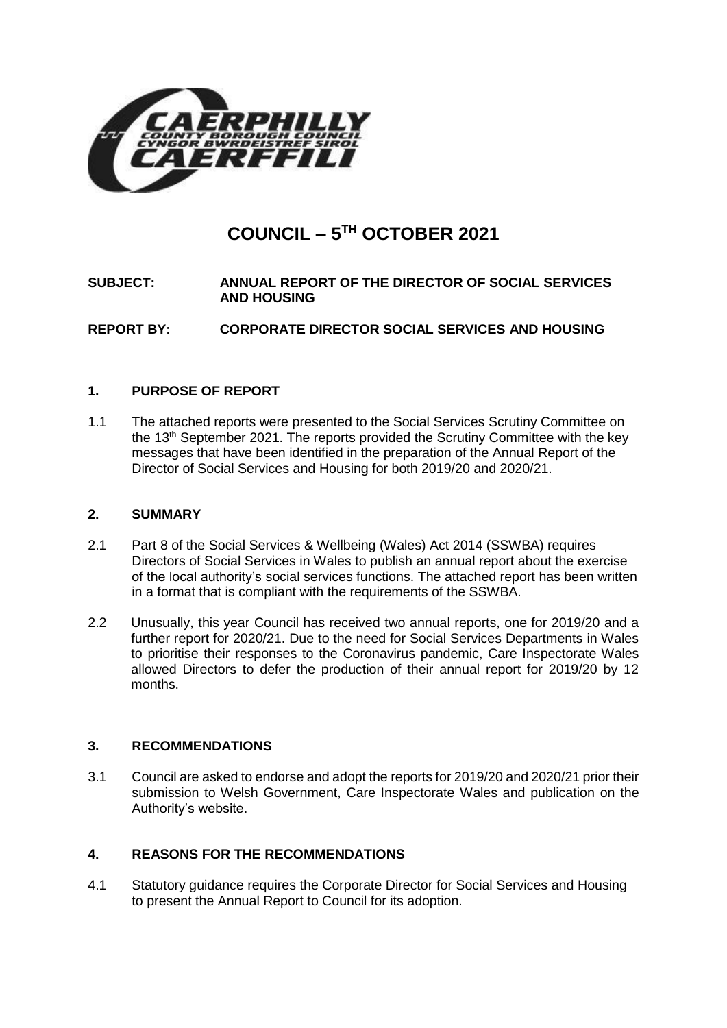# COUNCIL – 5TH OCTOBER 2021

**SUBJECT:** ANNUAL REPORT OF THE DIRECTOR OF SOCIAL SERVICES AND HOUSING

**REPORT BY:** CORPORATE DIRECTOR SOCIAL SERVICES AND HOUSING

## 1. PURPOSE OF REPORT

1.1 The attached reports were presented to the Social Services Scrutiny Committee on the 13th September 2021. The reports provided the Scrutiny Committee with the key messages that have been identified in the preparation of the Annual Report of the Director of Social Services and Housing for both 2019/20 and 2020/21.

## 2. SUMMARY

2.1 Part 8 of the Social Services & Wellbeing (Wales) Act 2014 (SSWBA) requires Directors of Social Services in Wales to publish an annual report about the exercise of the local authority's social services functions. The attached report has been written in a format that is compliant with the requirements of the SSWBA.

2.2 Unusually, this year Council has received two annual reports, one for 2019/20 and a further report for 2020/21. Due to the need for Social Services Departments in Wales to prioritise their responses to the Coronavirus pandemic, Care Inspectorate Wales allowed Directors to defer the production of their annual report for 2019/20 by 12 months.

## 3. RECOMMENDATIONS

3.1 Council are asked to endorse and adopt the reports for 2019/20 and 2020/21 prior their submission to Welsh Government, Care Inspectorate Wales and publication on the Authority's website.

## 4. REASONS FOR THE RECOMMENDATIONS

4.1 Statutory guidance requires the Corporate Director for Social Services and Housing to present the Annual Report to Council for its adoption.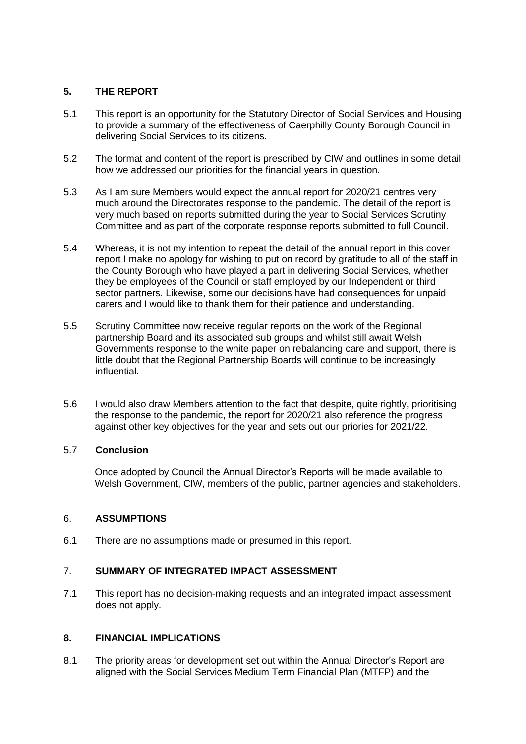## 5. THE REPORT

5.1 This report is an opportunity for the Statutory Director of Social Services and Housing to provide a summary of the effectiveness of Caerphilly County Borough Council in delivering Social Services to its citizens.

5.2 The format and content of the report is prescribed by CIW and outlines in some detail how we addressed our priorities for the financial years in question.

5.3 As I am sure Members would expect the annual report for 2020/21 centres very much around the Directorates response to the pandemic. The detail of the report is very much based on reports submitted during the year to Social Services Scrutiny Committee and as part of the corporate response reports submitted to full Council.

5.4 Whereas, it is not my intention to repeat the detail of the annual report in this cover report I make no apology for wishing to put on record by gratitude to all of the staff in the County Borough who have played a part in delivering Social Services, whether they be employees of the Council or staff employed by our Independent or third sector partners. Likewise, some our decisions have had consequences for unpaid carers and I would like to thank them for their patience and understanding.

5.5 Scrutiny Committee now receive regular reports on the work of the Regional partnership Board and its associated sub groups and whilst still await Welsh Governments response to the white paper on rebalancing care and support, there is little doubt that the Regional Partnership Boards will continue to be increasingly influential.

5.6 I would also draw Members attention to the fact that despite, quite rightly, prioritising the response to the pandemic, the report for 2020/21 also reference the progress against other key objectives for the year and sets out our priories for 2021/22.

5.7 **Conclusion**

Once adopted by Council the Annual Director's Reports will be made available to Welsh Government, CIW, members of the public, partner agencies and stakeholders.

## 6. ASSUMPTIONS

6.1 There are no assumptions made or presumed in this report.

## 7. SUMMARY OF INTEGRATED IMPACT ASSESSMENT

7.1 This report has no decision-making requests and an integrated impact assessment does not apply.

## 8. FINANCIAL IMPLICATIONS

8.1 The priority areas for development set out within the Annual Director's Report are aligned with the Social Services Medium Term Financial Plan (MTFP) and the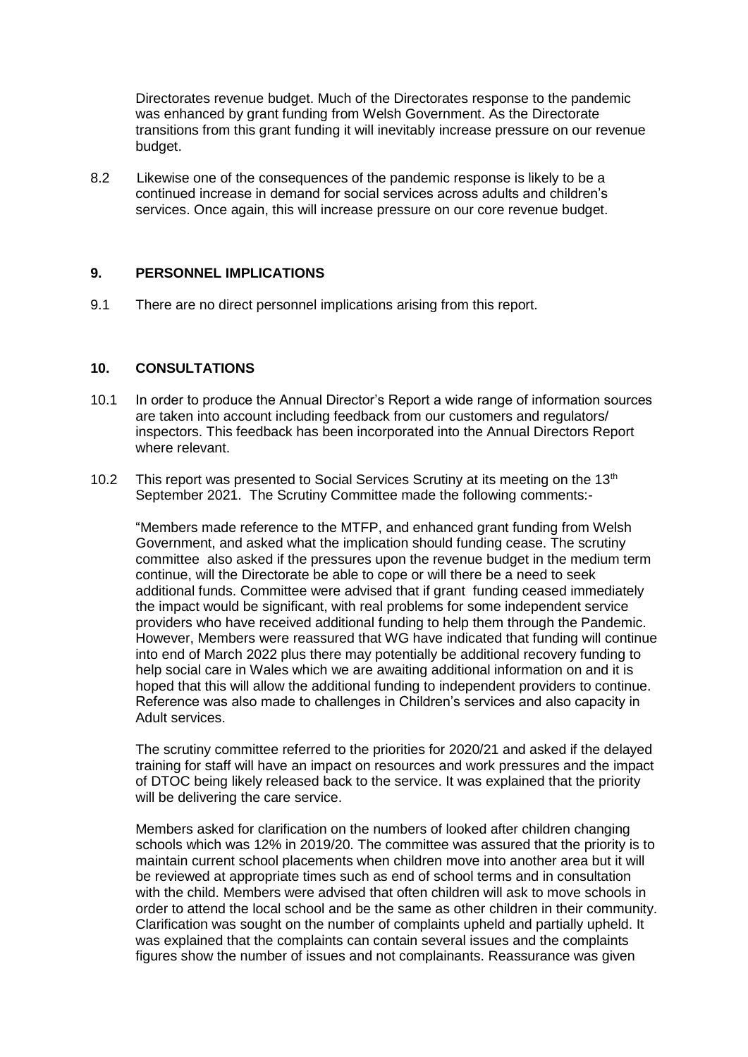Directorates revenue budget. Much of the Directorates response to the pandemic was enhanced by grant funding from Welsh Government. As the Directorate transitions from this grant funding it will inevitably increase pressure on our revenue budget.

8.2 Likewise one of the consequences of the pandemic response is likely to be a continued increase in demand for social services across adults and children's services. Once again, this will increase pressure on our core revenue budget.

## 9. PERSONNEL IMPLICATIONS

9.1 There are no direct personnel implications arising from this report.

## 10. CONSULTATIONS

10.1 In order to produce the Annual Director's Report a wide range of information sources are taken into account including feedback from our customers and regulators/ inspectors. This feedback has been incorporated into the Annual Directors Report where relevant.

10.2 This report was presented to Social Services Scrutiny at its meeting on the 13th September 2021. The Scrutiny Committee made the following comments:-

"Members made reference to the MTFP, and enhanced grant funding from Welsh Government, and asked what the implication should funding cease. The scrutiny committee also asked if the pressures upon the revenue budget in the medium term continue, will the Directorate be able to cope or will there be a need to seek additional funds. Committee were advised that if grant funding ceased immediately the impact would be significant, with real problems for some independent service providers who have received additional funding to help them through the Pandemic. However, Members were reassured that WG have indicated that funding will continue into end of March 2022 plus there may potentially be additional recovery funding to help social care in Wales which we are awaiting additional information on and it is hoped that this will allow the additional funding to independent providers to continue. Reference was also made to challenges in Children's services and also capacity in Adult services.

The scrutiny committee referred to the priorities for 2020/21 and asked if the delayed training for staff will have an impact on resources and work pressures and the impact of DTOC being likely released back to the service. It was explained that the priority will be delivering the care service.

Members asked for clarification on the numbers of looked after children changing schools which was 12% in 2019/20. The committee was assured that the priority is to maintain current school placements when children move into another area but it will be reviewed at appropriate times such as end of school terms and in consultation with the child. Members were advised that often children will ask to move schools in order to attend the local school and be the same as other children in their community. Clarification was sought on the number of complaints upheld and partially upheld. It was explained that the complaints can contain several issues and the complaints figures show the number of issues and not complainants. Reassurance was given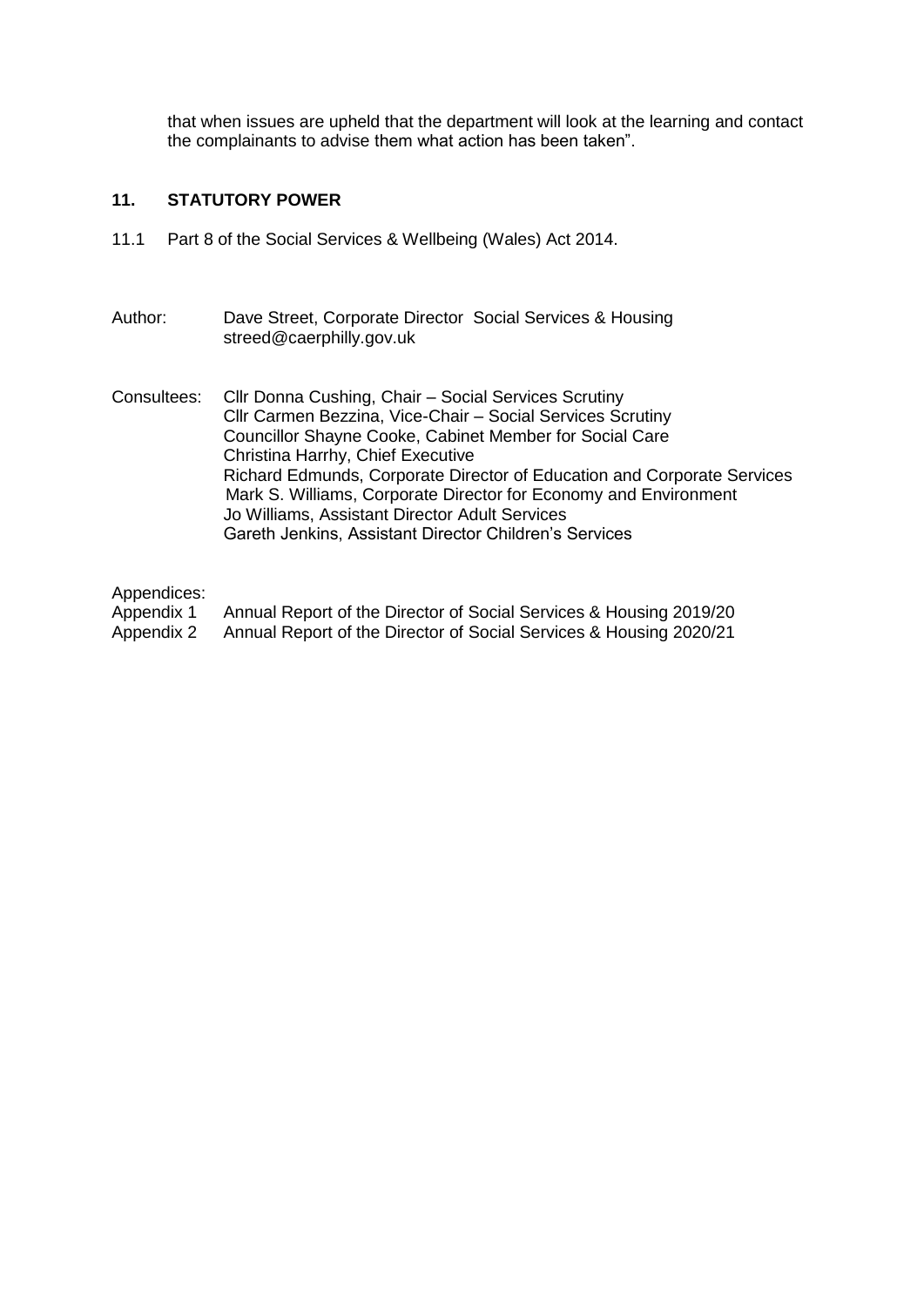that when issues are upheld that the department will look at the learning and contact the complainants to advise them what action has been taken".

## 11. STATUTORY POWER

11.1 Part 8 of the Social Services & Wellbeing (Wales) Act 2014.

Author: Dave Street, Corporate Director Social Services & Housing
streed@caerphilly.gov.uk

Consultees: Cllr Donna Cushing, Chair – Social Services Scrutiny
Cllr Carmen Bezzina, Vice-Chair – Social Services Scrutiny
Councillor Shayne Cooke, Cabinet Member for Social Care
Christina Harrhy, Chief Executive
Richard Edmunds, Corporate Director of Education and Corporate Services
Mark S. Williams, Corporate Director for Economy and Environment
Jo Williams, Assistant Director Adult Services
Gareth Jenkins, Assistant Director Children's Services

Appendices:
Appendix 1 Annual Report of the Director of Social Services & Housing 2019/20
Appendix 2 Annual Report of the Director of Social Services & Housing 2020/21